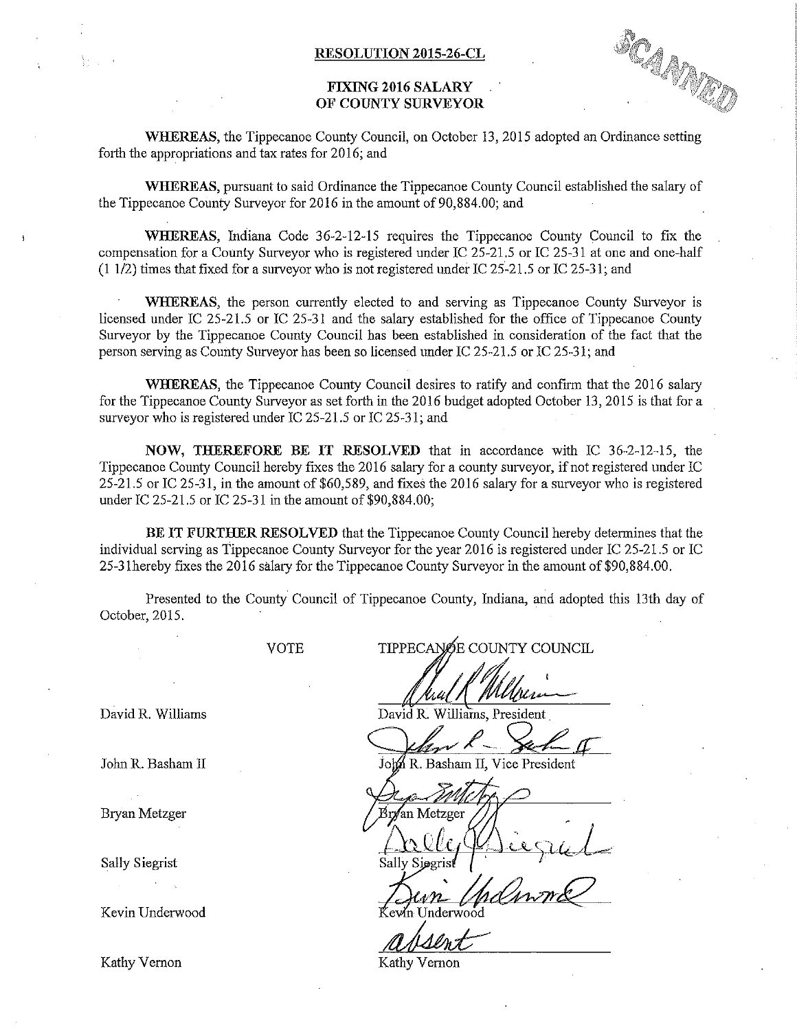**RESOLUTION 2015-26-CL**

**FIXING 2016 SALARY OF COUNTY SURVEYOR**

**WHEREAS,** the Tippecanoe County Council, on October 13, 2015 adopted an Ordinance setting forth the appropriations and tax rates for 2016; and

**WHEREAS,** pursuant to said Ordinance the Tippecanoe County Council established the salary of the Tippecanoe County Surveyor for 2016 in the amount of 90,884.00; and

**WHEREAS,** Indiana Code 36-2-12-15 requires the Tippecanoe County Council to fix the compensation for a County Surveyor who is registered under IC 25-21.5 or IC 25-31 at one and one-half (1 1/2) times that fixed for a surveyor who is not registered under IC 25-21.5 or IC 25-31; and

**WHEREAS,** the person currently elected to and serving as Tippecanoe County Surveyor is licensed under IC 25-21.5 or IC 25-31 and the salary established for the office of Tippecanoe County Surveyor by the Tippecanoe County Council has been established in consideration of the fact that the person serving as County Surveyor has been so licensed under IC 25-21.5 or IC 25-31; and

**WHEREAS,** the Tippecanoe County Council desires to ratify and confirm that the 2016 salary for the Tippecanoe County Surveyor as set forth in the 2016 budget adopted October 13, 2015 is that for a surveyor who is registered under IC 25-21.5 or IC 25-31; and

**NOW, THEREFORE BE IT RESOLVED** that in accordance with IC 36-2-12-15, the Tippecanoe County Council hereby fixes the 2016 salary for a county surveyor, if not registered under IC 25-21.5 or IC 25-31, in the amount of $60,589, and fixes the 2016 salary for a surveyor who is registered under IC 25-21.5 or IC 25-31 in the amount of $90,884.00;

**BE IT FURTHER RESOLVED** that the Tippecanoe County Council hereby determines that the individual serving as Tippecanoe County Surveyor for the year 2016 is registered under IC 25-21.5 or IC 25-31hereby fixes the 2016 salary for the Tippecanoe County Surveyor in the amount of $90,884.00.

Presented to the County Council of Tippecanoe County, Indiana, and adopted this 13th day of October, 2015.

| | VOTE | TIPPECANOE COUNTY COUNCIL |
|---|---|---|
| David R. Williams | | David R. Williams, President |
| John R. Basham II | | John R. Basham II, Vice President |
| Bryan Metzger | | Bryan Metzger |
| Sally Siegrist | | Sally Siegrist |
| Kevin Underwood | | Kevin Underwood |
| Kathy Vernon | | absent<br>Kathy Vernon |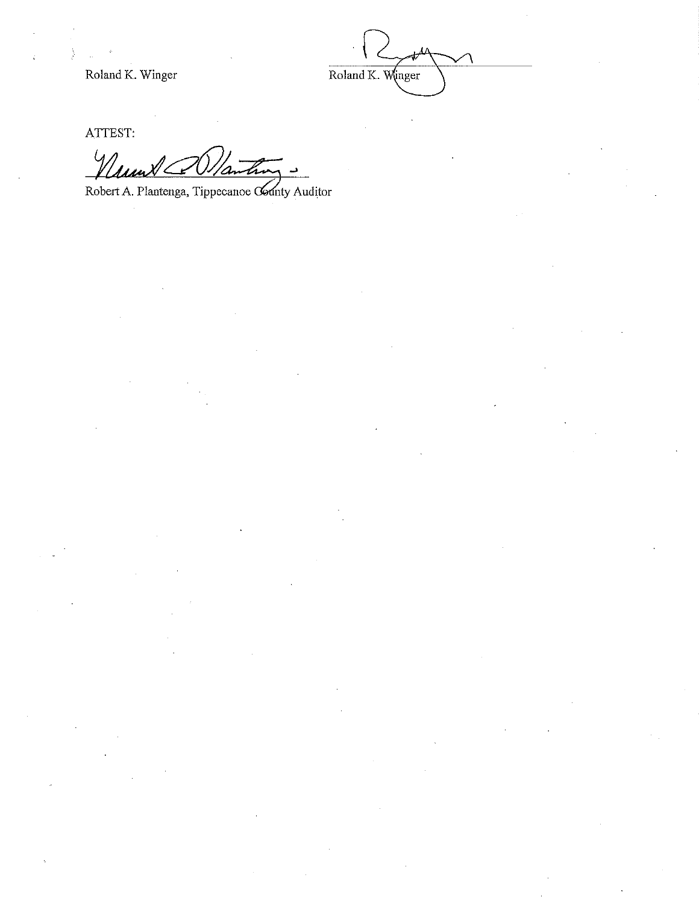Roland K. Winger

Roland K. Winger

ATTEST:

Robert A. Plantenga, Tippecanoe County Auditor